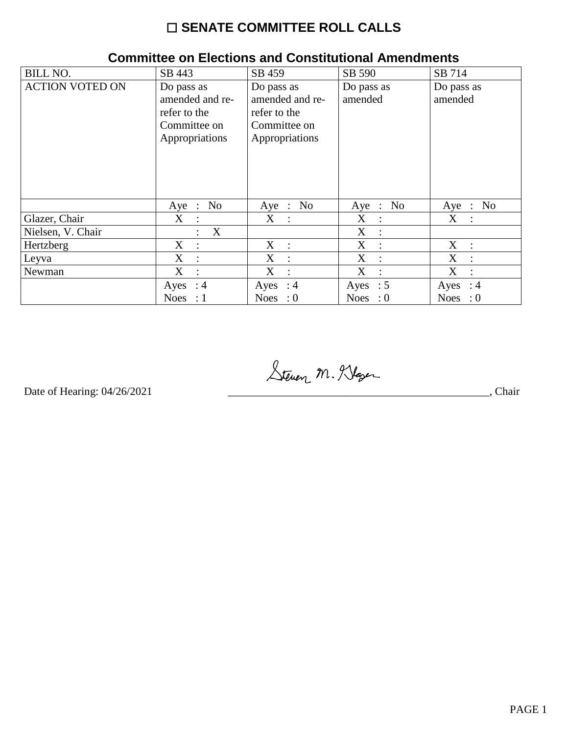# ☐ SENATE COMMITTEE ROLL CALLS

## Committee on Elections and Constitutional Amendments

| BILL NO. | SB 443 | SB 459 | SB 590 | SB 714 |
|---|---|---|---|---|
| ACTION VOTED ON | Do pass as amended and re-refer to the Committee on Appropriations | Do pass as amended and re-refer to the Committee on Appropriations | Do pass as amended | Do pass as amended |
| | Aye : No | Aye : No | Aye : No | Aye : No |
| Glazer, Chair | X : | X : | X : | X : |
| Nielsen, V. Chair | : X | | X : | |
| Hertzberg | X : | X : | X : | X : |
| Leyva | X : | X : | X : | X : |
| Newman | X : | X : | X : | X : |
| | Ayes : 4<br>Noes : 1 | Ayes : 4<br>Noes : 0 | Ayes : 5<br>Noes : 0 | Ayes : 4<br>Noes : 0 |

Date of Hearing: 04/26/2021

Steven M. Glazer
_________________________________________________, Chair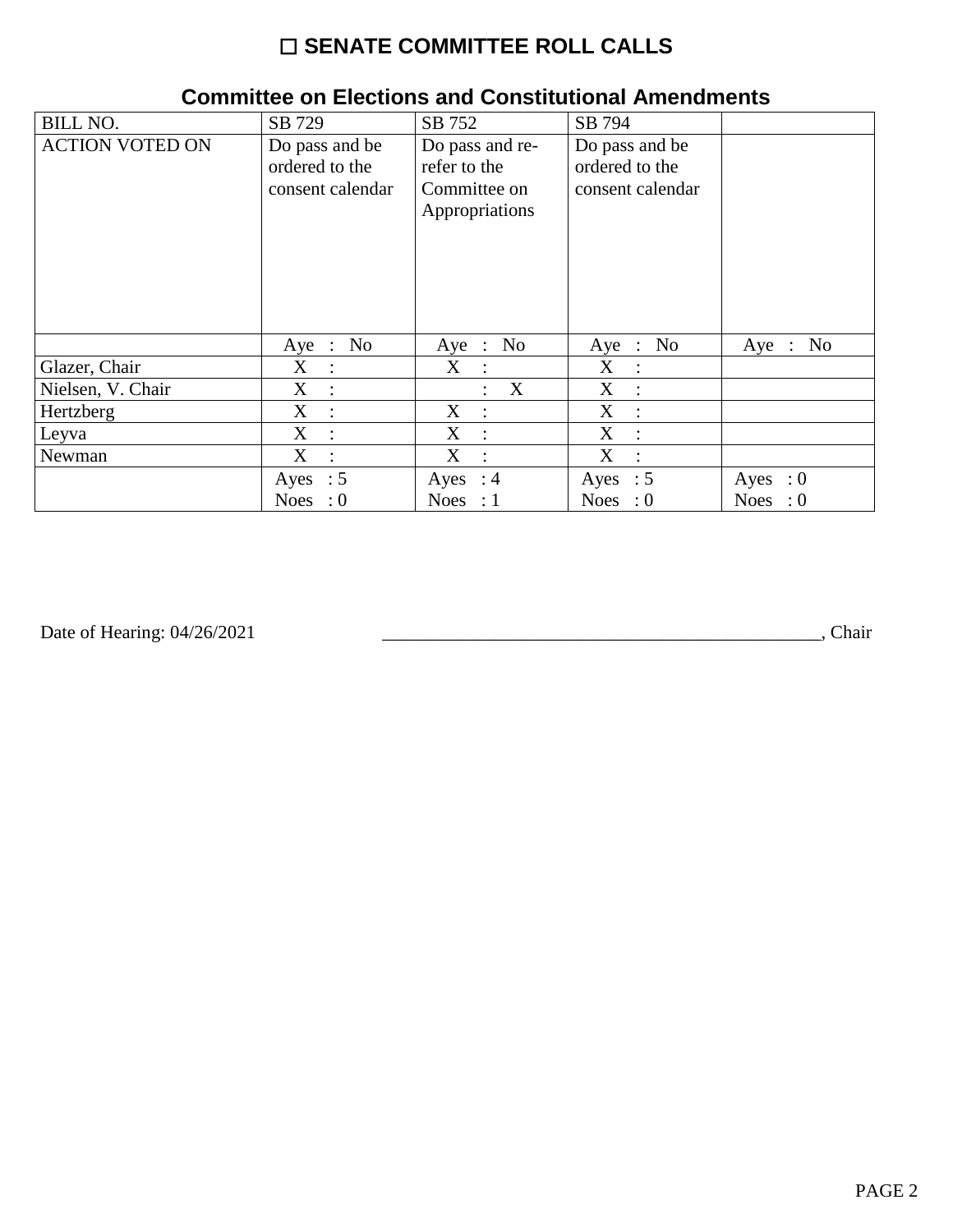# ☐ SENATE COMMITTEE ROLL CALLS

## Committee on Elections and Constitutional Amendments

| BILL NO. | SB 729 | SB 752 | SB 794 | |
|---|---|---|---|---|
| ACTION VOTED ON | Do pass and be ordered to the consent calendar | Do pass and re-refer to the Committee on Appropriations | Do pass and be ordered to the consent calendar | |
| | Aye : No | Aye : No | Aye : No | Aye : No |
| Glazer, Chair | X : | X : | X : | |
| Nielsen, V. Chair | X : | : X | X : | |
| Hertzberg | X : | X : | X : | |
| Leyva | X : | X : | X : | |
| Newman | X : | X : | X : | |
| | Ayes : 5<br>Noes : 0 | Ayes : 4<br>Noes : 1 | Ayes : 5<br>Noes : 0 | Ayes : 0<br>Noes : 0 |

Date of Hearing: 04/26/2021

________________________________________________, Chair